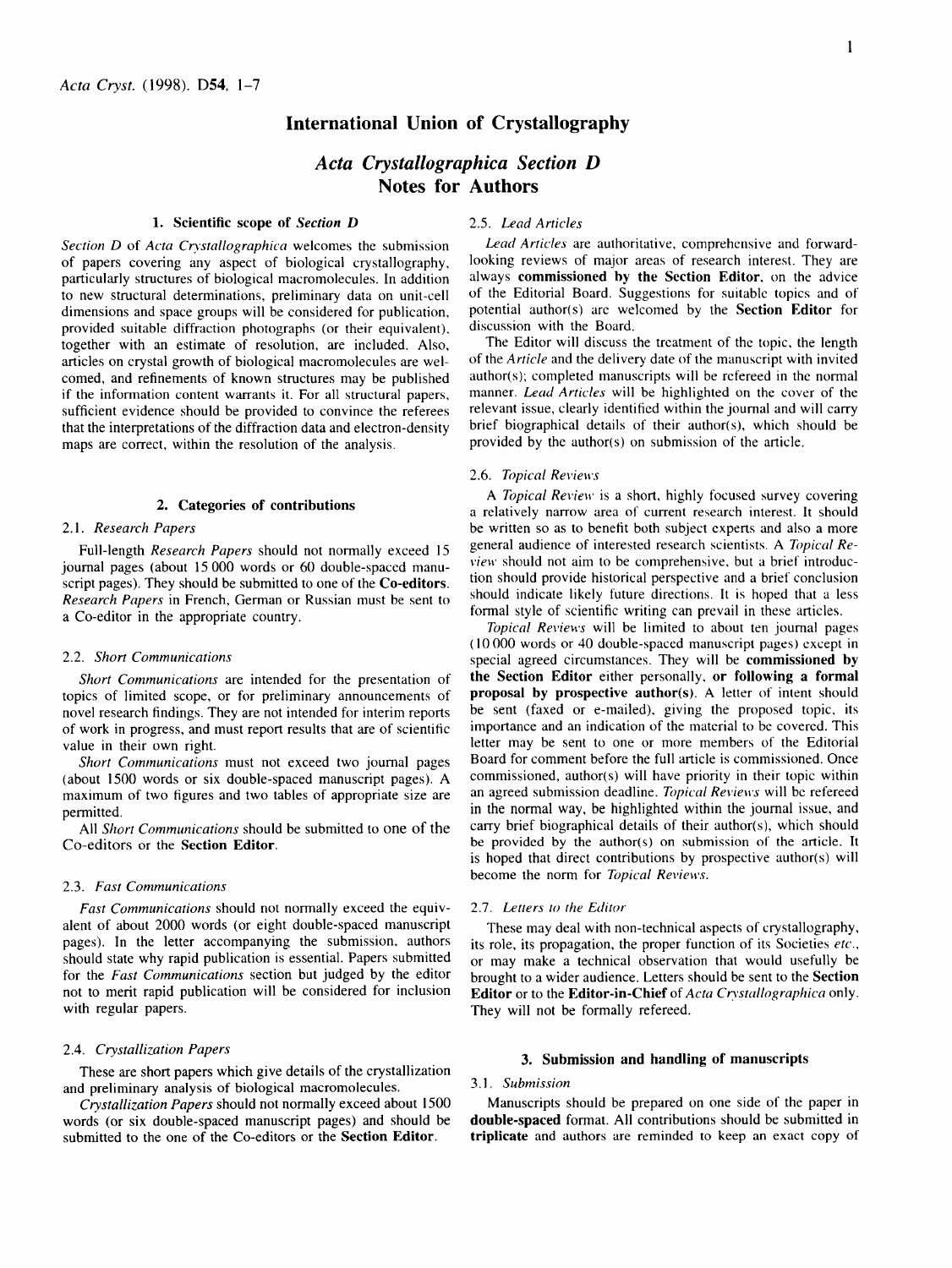# International Union of Crystallography

## *Acta Crystallographica Section D* Notes for Authors

### 1. Scientific scope of *Section D*

*Section D* of *Acta Crystallographica* welcomes the submission of papers covering any aspect of biological crystallography, particularly structures of biological macromolecules. In addition to new structural determinations, preliminary data on unit-cell dimensions and space groups will be considered for publication, provided suitable diffraction photographs (or their equivalent), together with an estimate of resolution, are included. Also, articles on crystal growth of biological macromolecules are welcomed, and refinements of known structures may be published if the information content warrants it. For all structural papers, sufficient evidence should be provided to convince the referees that the interpretations of the diffraction data and electron-density maps are correct, within the resolution of the analysis.

### 2. Categories of contributions

#### 2.1. *Research Papers*

Full-length *Research Papers* should not normally exceed 15 journal pages (about 15 000 words or 60 double-spaced manuscript pages). They should be submitted to one of the **Co-editors**. *Research Papers* in French, German or Russian must be sent to a Co-editor in the appropriate country.

#### 2.2. *Short Communications*

*Short Communications* are intended for the presentation of topics of limited scope, or for preliminary announcements of novel research findings. They are not intended for interim reports of work in progress, and must report results that are of scientific value in their own right.

*Short Communications* must not exceed two journal pages (about 1500 words or six double-spaced manuscript pages). A maximum of two figures and two tables of appropriate size are permitted.

All *Short Communications* should be submitted to one of the Co-editors or the **Section Editor**.

#### 2.3. *Fast Communications*

*Fast Communications* should not normally exceed the equivalent of about 2000 words (or eight double-spaced manuscript pages). In the letter accompanying the submission, authors should state why rapid publication is essential. Papers submitted for the *Fast Communications* section but judged by the editor not to merit rapid publication will be considered for inclusion with regular papers.

#### 2.4. *Crystallization Papers*

These are short papers which give details of the crystallization and preliminary analysis of biological macromolecules.

*Crystallization Papers* should not normally exceed about 1500 words (or six double-spaced manuscript pages) and should be submitted to the one of the Co-editors or the **Section Editor**.

#### 2.5. *Lead Articles*

*Lead Articles* are authoritative, comprehensive and forward-looking reviews of major areas of research interest. They are always **commissioned by the Section Editor**, on the advice of the Editorial Board. Suggestions for suitable topics and of potential author(s) are welcomed by the **Section Editor** for discussion with the Board.

The Editor will discuss the treatment of the topic, the length of the *Article* and the delivery date of the manuscript with invited author(s); completed manuscripts will be refereed in the normal manner. *Lead Articles* will be highlighted on the cover of the relevant issue, clearly identified within the journal and will carry brief biographical details of their author(s), which should be provided by the author(s) on submission of the article.

#### 2.6. *Topical Reviews*

A *Topical Review* is a short, highly focused survey covering a relatively narrow area of current research interest. It should be written so as to benefit both subject experts and also a more general audience of interested research scientists. A *Topical Review* should not aim to be comprehensive, but a brief introduction should provide historical perspective and a brief conclusion should indicate likely future directions. It is hoped that a less formal style of scientific writing can prevail in these articles.

*Topical Reviews* will be limited to about ten journal pages (10 000 words or 40 double-spaced manuscript pages) except in special agreed circumstances. They will be **commissioned by the Section Editor** either personally, **or following a formal proposal by prospective author(s)**. A letter of intent should be sent (faxed or e-mailed), giving the proposed topic, its importance and an indication of the material to be covered. This letter may be sent to one or more members of the Editorial Board for comment before the full article is commissioned. Once commissioned, author(s) will have priority in their topic within an agreed submission deadline. *Topical Reviews* will be refereed in the normal way, be highlighted within the journal issue, and carry brief biographical details of their author(s), which should be provided by the author(s) on submission of the article. It is hoped that direct contributions by prospective author(s) will become the norm for *Topical Reviews*.

#### 2.7. *Letters to the Editor*

These may deal with non-technical aspects of crystallography, its role, its propagation, the proper function of its Societies *etc.*, or may make a technical observation that would usefully be brought to a wider audience. Letters should be sent to the **Section Editor** or to the **Editor-in-Chief** of *Acta Crystallographica* only. They will not be formally refereed.

### 3. Submission and handling of manuscripts

#### 3.1. *Submission*

Manuscripts should be prepared on one side of the paper in **double-spaced** format. All contributions should be submitted in **triplicate** and authors are reminded to keep an exact copy of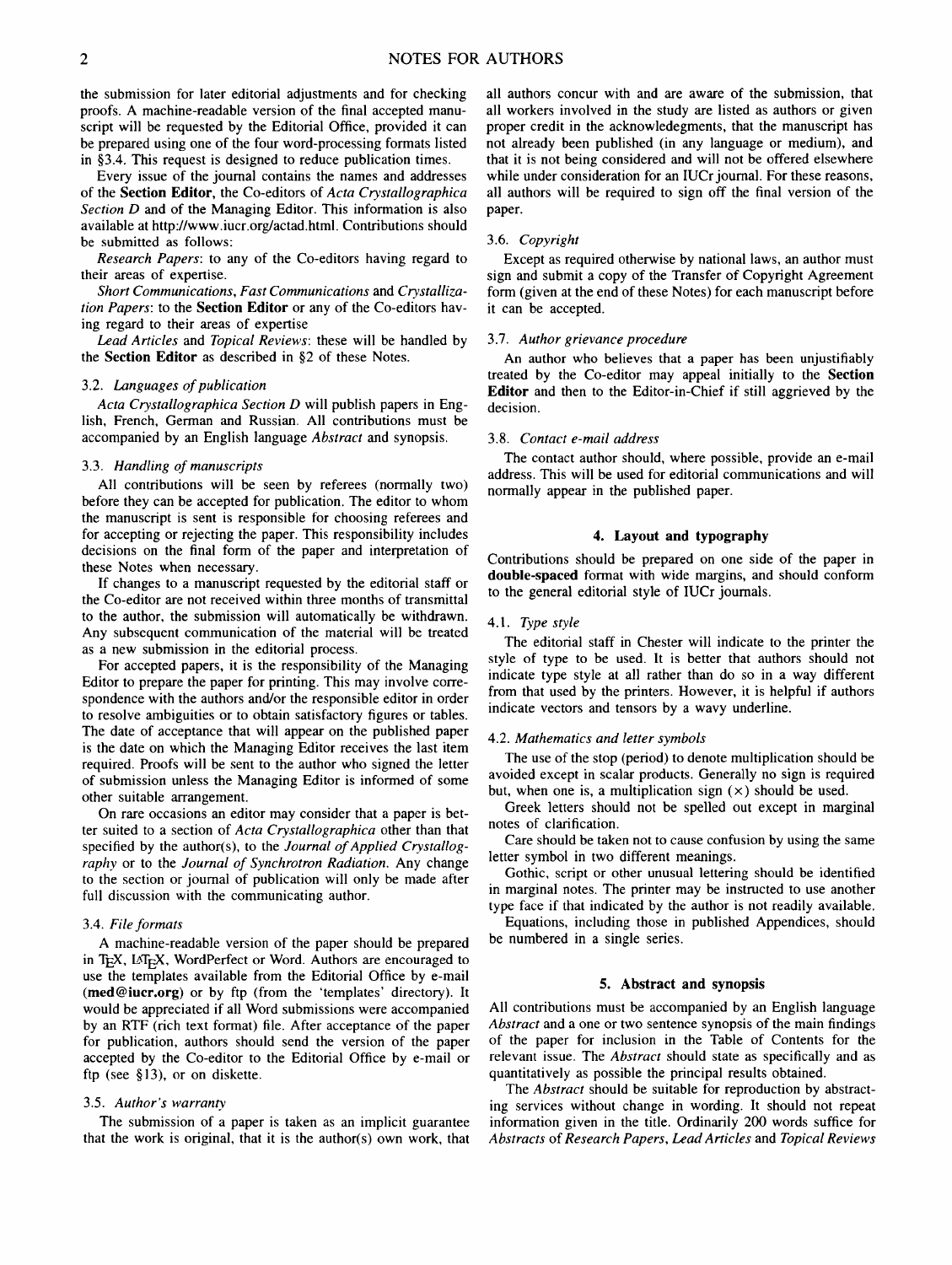the submission for later editorial adjustments and for checking proofs. A machine-readable version of the final accepted manuscript will be requested by the Editorial Office, provided it can be prepared using one of the four word-processing formats listed in §3.4. This request is designed to reduce publication times.

Every issue of the journal contains the names and addresses of the **Section Editor**, the Co-editors of *Acta Crystallographica Section D* and of the Managing Editor. This information is also available at http://www.iucr.org/actad.html. Contributions should be submitted as follows:

*Research Papers*: to any of the Co-editors having regard to their areas of expertise.

*Short Communications*, *Fast Communications* and *Crystallization Papers*: to the **Section Editor** or any of the Co-editors having regard to their areas of expertise

*Lead Articles* and *Topical Reviews*: these will be handled by the **Section Editor** as described in §2 of these Notes.

### 3.2. *Languages of publication*

*Acta Crystallographica Section D* will publish papers in English, French, German and Russian. All contributions must be accompanied by an English language *Abstract* and synopsis.

### 3.3. *Handling of manuscripts*

All contributions will be seen by referees (normally two) before they can be accepted for publication. The editor to whom the manuscript is sent is responsible for choosing referees and for accepting or rejecting the paper. This responsibility includes decisions on the final form of the paper and interpretation of these Notes when necessary.

If changes to a manuscript requested by the editorial staff or the Co-editor are not received within three months of transmittal to the author, the submission will automatically be withdrawn. Any subsequent communication of the material will be treated as a new submission in the editorial process.

For accepted papers, it is the responsibility of the Managing Editor to prepare the paper for printing. This may involve correspondence with the authors and/or the responsible editor in order to resolve ambiguities or to obtain satisfactory figures or tables. The date of acceptance that will appear on the published paper is the date on which the Managing Editor receives the last item required. Proofs will be sent to the author who signed the letter of submission unless the Managing Editor is informed of some other suitable arrangement.

On rare occasions an editor may consider that a paper is better suited to a section of *Acta Crystallographica* other than that specified by the author(s), to the *Journal of Applied Crystallography* or to the *Journal of Synchrotron Radiation*. Any change to the section or journal of publication will only be made after full discussion with the communicating author.

### 3.4. *File formats*

A machine-readable version of the paper should be prepared in TeX, LaTeX, WordPerfect or Word. Authors are encouraged to use the templates available from the Editorial Office by e-mail (**med@iucr.org**) or by ftp (from the 'templates' directory). It would be appreciated if all Word submissions were accompanied by an RTF (rich text format) file. After acceptance of the paper for publication, authors should send the version of the paper accepted by the Co-editor to the Editorial Office by e-mail or ftp (see §13), or on diskette.

### 3.5. *Author's warranty*

The submission of a paper is taken as an implicit guarantee that the work is original, that it is the author(s) own work, that all authors concur with and are aware of the submission, that all workers involved in the study are listed as authors or given proper credit in the acknowledgements, that the manuscript has not already been published (in any language or medium), and that it is not being considered and will not be offered elsewhere while under consideration for an IUCr journal. For these reasons, all authors will be required to sign off the final version of the paper.

### 3.6. *Copyright*

Except as required otherwise by national laws, an author must sign and submit a copy of the Transfer of Copyright Agreement form (given at the end of these Notes) for each manuscript before it can be accepted.

### 3.7. *Author grievance procedure*

An author who believes that a paper has been unjustifiably treated by the Co-editor may appeal initially to the **Section Editor** and then to the Editor-in-Chief if still aggrieved by the decision.

### 3.8. *Contact e-mail address*

The contact author should, where possible, provide an e-mail address. This will be used for editorial communications and will normally appear in the published paper.

## 4. Layout and typography

Contributions should be prepared on one side of the paper in **double-spaced** format with wide margins, and should conform to the general editorial style of IUCr journals.

### 4.1. *Type style*

The editorial staff in Chester will indicate to the printer the style of type to be used. It is better that authors should not indicate type style at all rather than do so in a way different from that used by the printers. However, it is helpful if authors indicate vectors and tensors by a wavy underline.

### 4.2. *Mathematics and letter symbols*

The use of the stop (period) to denote multiplication should be avoided except in scalar products. Generally no sign is required but, when one is, a multiplication sign ($\times$) should be used.

Greek letters should not be spelled out except in marginal notes of clarification.

Care should be taken not to cause confusion by using the same letter symbol in two different meanings.

Gothic, script or other unusual lettering should be identified in marginal notes. The printer may be instructed to use another type face if that indicated by the author is not readily available.

Equations, including those in published Appendices, should be numbered in a single series.

## 5. Abstract and synopsis

All contributions must be accompanied by an English language *Abstract* and a one or two sentence synopsis of the main findings of the paper for inclusion in the Table of Contents for the relevant issue. The *Abstract* should state as specifically and as quantitatively as possible the principal results obtained.

The *Abstract* should be suitable for reproduction by abstracting services without change in wording. It should not repeat information given in the title. Ordinarily 200 words suffice for *Abstracts* of *Research Papers*, *Lead Articles* and *Topical Reviews*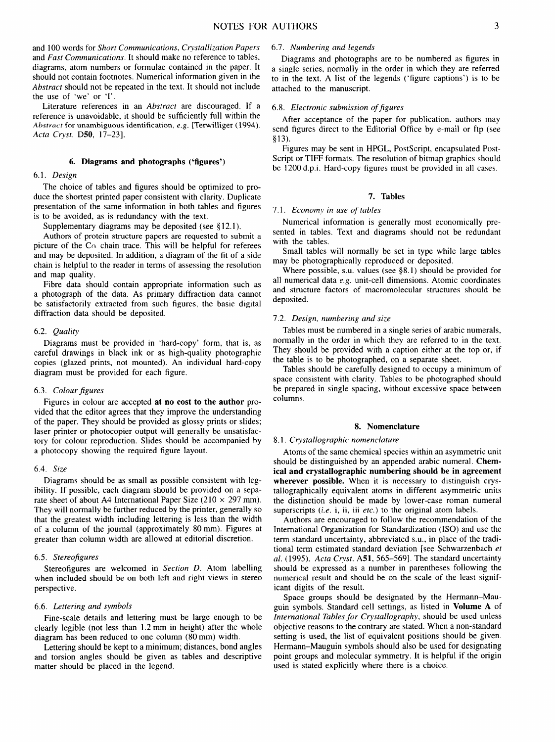and 100 words for *Short Communications*, *Crystallization Papers* and *Fast Communications*. It should make no reference to tables, diagrams, atom numbers or formulae contained in the paper. It should not contain footnotes. Numerical information given in the *Abstract* should not be repeated in the text. It should not include the use of 'we' or 'I'.

Literature references in an *Abstract* are discouraged. If a reference is unavoidable, it should be sufficiently full within the *Abstract* for unambiguous identification, *e.g.* [Terwilliger (1994). *Acta Cryst.* **D50**, 17–23].

## 6. Diagrams and photographs ('figures')

### 6.1. *Design*

The choice of tables and figures should be optimized to produce the shortest printed paper consistent with clarity. Duplicate presentation of the same information in both tables and figures is to be avoided, as is redundancy with the text.

Supplementary diagrams may be deposited (see §12.1).

Authors of protein structure papers are requested to submit a picture of the Cα chain trace. This will be helpful for referees and may be deposited. In addition, a diagram of the fit of a side chain is helpful to the reader in terms of assessing the resolution and map quality.

Fibre data should contain appropriate information such as a photograph of the data. As primary diffraction data cannot be satisfactorily extracted from such figures, the basic digital diffraction data should be deposited.

### 6.2. *Quality*

Diagrams must be provided in 'hard-copy' form, that is, as careful drawings in black ink or as high-quality photographic copies (glazed prints, not mounted). An individual hard-copy diagram must be provided for each figure.

### 6.3. *Colour figures*

Figures in colour are accepted **at no cost to the author** provided that the editor agrees that they improve the understanding of the paper. They should be provided as glossy prints or slides; laser printer or photocopier output will generally be unsatisfactory for colour reproduction. Slides should be accompanied by a photocopy showing the required figure layout.

### 6.4. *Size*

Diagrams should be as small as possible consistent with legibility. If possible, each diagram should be provided on a separate sheet of about A4 International Paper Size (210 × 297 mm). They will normally be further reduced by the printer, generally so that the greatest width including lettering is less than the width of a column of the journal (approximately 80 mm). Figures at greater than column width are allowed at editorial discretion.

### 6.5. *Stereofigures*

Stereofigures are welcomed in *Section D*. Atom labelling when included should be on both left and right views in stereo perspective.

### 6.6. *Lettering and symbols*

Fine-scale details and lettering must be large enough to be clearly legible (not less than 1.2 mm in height) after the whole diagram has been reduced to one column (80 mm) width.

Lettering should be kept to a minimum; distances, bond angles and torsion angles should be given as tables and descriptive matter should be placed in the legend.

### 6.7. *Numbering and legends*

Diagrams and photographs are to be numbered as figures in a single series, normally in the order in which they are referred to in the text. A list of the legends ('figure captions') is to be attached to the manuscript.

### 6.8. *Electronic submission of figures*

After acceptance of the paper for publication, authors may send figures direct to the Editorial Office by e-mail or ftp (see §13).

Figures may be sent in HPGL, PostScript, encapsulated PostScript or TIFF formats. The resolution of bitmap graphics should be 1200 d.p.i. Hard-copy figures must be provided in all cases.

## 7. Tables

### 7.1. *Economy in use of tables*

Numerical information is generally most economically presented in tables. Text and diagrams should not be redundant with the tables.

Small tables will normally be set in type while large tables may be photographically reproduced or deposited.

Where possible, s.u. values (see §8.1) should be provided for all numerical data *e.g.* unit-cell dimensions. Atomic coordinates and structure factors of macromolecular structures should be deposited.

### 7.2. *Design, numbering and size*

Tables must be numbered in a single series of arabic numerals, normally in the order in which they are referred to in the text. They should be provided with a caption either at the top or, if the table is to be photographed, on a separate sheet.

Tables should be carefully designed to occupy a minimum of space consistent with clarity. Tables to be photographed should be prepared in single spacing, without excessive space between columns.

## 8. Nomenclature

### 8.1. *Crystallographic nomenclature*

Atoms of the same chemical species within an asymmetric unit should be distinguished by an appended arabic numeral. **Chemical and crystallographic numbering should be in agreement wherever possible.** When it is necessary to distinguish crystallographically equivalent atoms in different asymmetric units the distinction should be made by lower-case roman numeral superscripts (*i.e.* i, ii, iii *etc.*) to the original atom labels.

Authors are encouraged to follow the recommendation of the International Organization for Standardization (ISO) and use the term standard uncertainty, abbreviated s.u., in place of the traditional term estimated standard deviation [see Schwarzenbach *et al.* (1995). *Acta Cryst.* **A51**, 565–569]. The standard uncertainty should be expressed as a number in parentheses following the numerical result and should be on the scale of the least significant digits of the result.

Space groups should be designated by the Hermann–Mauguin symbols. Standard cell settings, as listed in **Volume A** of *International Tables for Crystallography*, should be used unless objective reasons to the contrary are stated. When a non-standard setting is used, the list of equivalent positions should be given. Hermann–Mauguin symbols should also be used for designating point groups and molecular symmetry. It is helpful if the origin used is stated explicitly where there is a choice.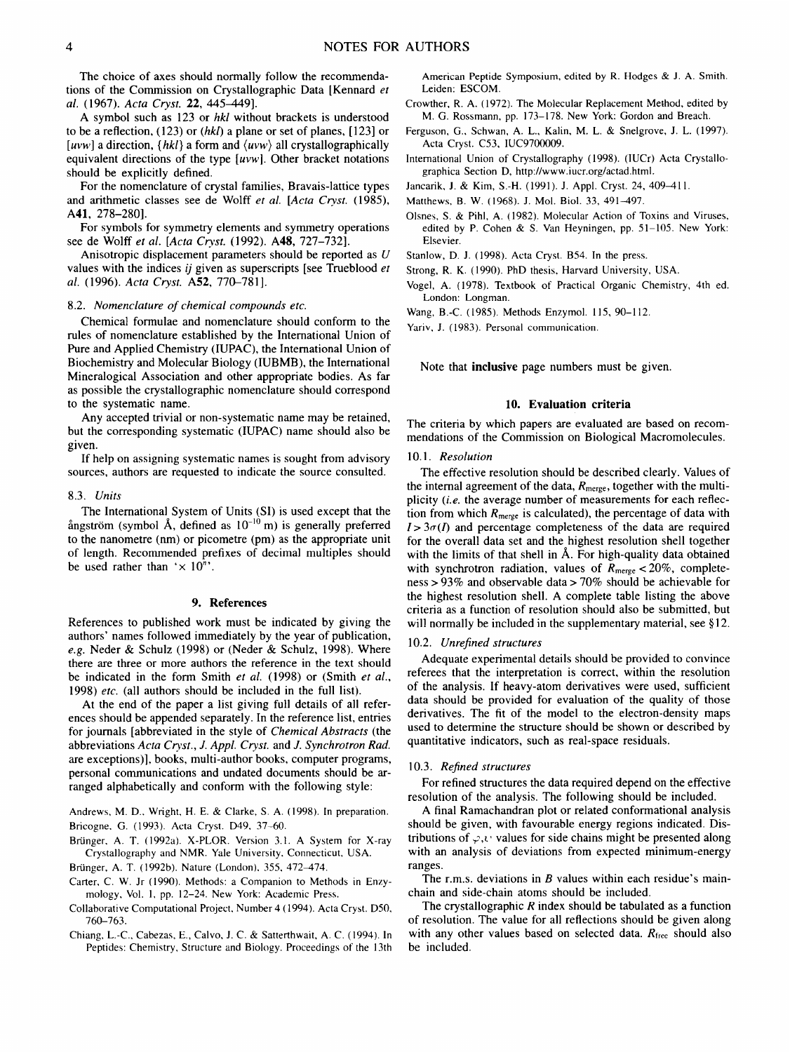The choice of axes should normally follow the recommendations of the Commission on Crystallographic Data [Kennard *et al.* (1967). *Acta Cryst.* **22**, 445–449].

A symbol such as 123 or *hkl* without brackets is understood to be a reflection, (123) or (*hkl*) a plane or set of planes, [123] or [*uvw*] a direction, {*hkl*} a form and ⟨*uvw*⟩ all crystallographically equivalent directions of the type [*uvw*]. Other bracket notations should be explicitly defined.

For the nomenclature of crystal families, Bravais-lattice types and arithmetic classes see de Wolff *et al.* [*Acta Cryst.* (1985), **A41**, 278–280].

For symbols for symmetry elements and symmetry operations see de Wolff *et al.* [*Acta Cryst.* (1992). **A48**, 727–732].

Anisotropic displacement parameters should be reported as *U* values with the indices *ij* given as superscripts [see Trueblood *et al.* (1996). *Acta Cryst.* **A52**, 770–781].

### 8.2. *Nomenclature of chemical compounds etc.*

Chemical formulae and nomenclature should conform to the rules of nomenclature established by the International Union of Pure and Applied Chemistry (IUPAC), the International Union of Biochemistry and Molecular Biology (IUBMB), the International Mineralogical Association and other appropriate bodies. As far as possible the crystallographic nomenclature should correspond to the systematic name.

Any accepted trivial or non-systematic name may be retained, but the corresponding systematic (IUPAC) name should also be given.

If help on assigning systematic names is sought from advisory sources, authors are requested to indicate the source consulted.

### 8.3. *Units*

The International System of Units (SI) is used except that the ångström (symbol Å, defined as $10^{-10}$ m) is generally preferred to the nanometre (nm) or picometre (pm) as the appropriate unit of length. Recommended prefixes of decimal multiples should be used rather than '$\times 10^n$'.

## 9. References

References to published work must be indicated by giving the authors' names followed immediately by the year of publication, *e.g.* Neder & Schulz (1998) or (Neder & Schulz, 1998). Where there are three or more authors the reference in the text should be indicated in the form Smith *et al.* (1998) or (Smith *et al.*, 1998) *etc.* (all authors should be included in the full list).

At the end of the paper a list giving full details of all references should be appended separately. In the reference list, entries for journals [abbreviated in the style of *Chemical Abstracts* (the abbreviations *Acta Cryst.*, *J. Appl. Cryst.* and *J. Synchrotron Rad.* are exceptions)], books, multi-author books, computer programs, personal communications and undated documents should be arranged alphabetically and conform with the following style:

Andrews, M. D., Wright, H. E. & Clarke, S. A. (1998). In preparation.

Bricogne, G. (1993). Acta Cryst. D49, 37–60.

Brünger, A. T. (1992a). X-PLOR. Version 3.1. A System for X-ray Crystallography and NMR. Yale University, Connecticut, USA.

Brünger, A. T. (1992b). Nature (London), 355, 472–474.

Carter, C. W. Jr (1990). Methods: a Companion to Methods in Enzymology, Vol. 1, pp. 12–24. New York: Academic Press.

Collaborative Computational Project, Number 4 (1994). Acta Cryst. D50, 760–763.

Chiang, L.-C., Cabezas, E., Calvo, J. C. & Satterthwait, A. C. (1994). In Peptides: Chemistry, Structure and Biology. Proceedings of the 13th American Peptide Symposium, edited by R. Hodges & J. A. Smith. Leiden: ESCOM.

Crowther, R. A. (1972). The Molecular Replacement Method, edited by M. G. Rossmann, pp. 173–178. New York: Gordon and Breach.

Ferguson, G., Schwan, A. L., Kalin, M. L. & Snelgrove, J. L. (1997). Acta Cryst. C53, IUC9700009.

International Union of Crystallography (1998). (IUCr) Acta Crystallographica Section D, http://www.iucr.org/actad.html.

Jancarik, J. & Kim, S.-H. (1991). J. Appl. Cryst. 24, 409–411.

Matthews, B. W. (1968). J. Mol. Biol. 33, 491–497.

Olsnes, S. & Pihl, A. (1982). Molecular Action of Toxins and Viruses, edited by P. Cohen & S. Van Heyningen, pp. 51–105. New York: Elsevier.

Stanlow, D. J. (1998). Acta Cryst. B54. In the press.

Strong, R. K. (1990). PhD thesis, Harvard University, USA.

Vogel, A. (1978). Textbook of Practical Organic Chemistry, 4th ed. London: Longman.

Wang, B.-C. (1985). Methods Enzymol. 115, 90–112.

Yariv, J. (1983). Personal communication.

Note that **inclusive** page numbers must be given.

## 10. Evaluation criteria

The criteria by which papers are evaluated are based on recommendations of the Commission on Biological Macromolecules.

### 10.1. *Resolution*

The effective resolution should be described clearly. Values of the internal agreement of the data, $R_{\rm merge}$, together with the multiplicity (*i.e.* the average number of measurements for each reflection from which $R_{\rm merge}$ is calculated), the percentage of data with $I > 3\sigma(I)$ and percentage completeness of the data are required for the overall data set and the highest resolution shell together with the limits of that shell in Å. For high-quality data obtained with synchrotron radiation, values of $R_{\rm merge} < 20\%$, completeness > 93% and observable data > 70% should be achievable for the highest resolution shell. A complete table listing the above criteria as a function of resolution should also be submitted, but will normally be included in the supplementary material, see §12.

### 10.2. *Unrefined structures*

Adequate experimental details should be provided to convince referees that the interpretation is correct, within the resolution of the analysis. If heavy-atom derivatives were used, sufficient data should be provided for evaluation of the quality of those derivatives. The fit of the model to the electron-density maps used to determine the structure should be shown or described by quantitative indicators, such as real-space residuals.

### 10.3. *Refined structures*

For refined structures the data required depend on the effective resolution of the analysis. The following should be included.

A final Ramachandran plot or related conformational analysis should be given, with favourable energy regions indicated. Distributions of $\varphi,\psi$ values for side chains might be presented along with an analysis of deviations from expected minimum-energy ranges.

The r.m.s. deviations in *B* values within each residue's main-chain and side-chain atoms should be included.

The crystallographic *R* index should be tabulated as a function of resolution. The value for all reflections should be given along with any other values based on selected data. $R_{\rm free}$ should also be included.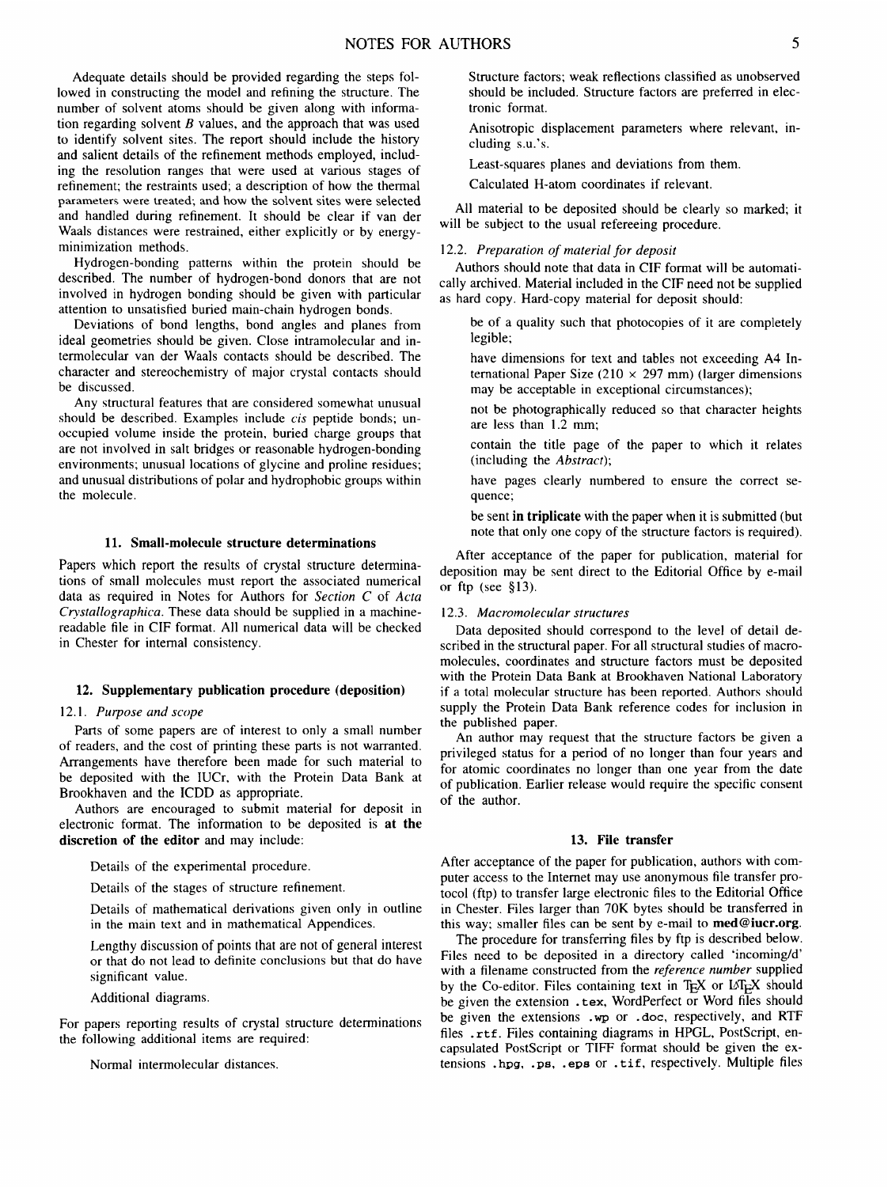Adequate details should be provided regarding the steps followed in constructing the model and refining the structure. The number of solvent atoms should be given along with information regarding solvent *B* values, and the approach that was used to identify solvent sites. The report should include the history and salient details of the refinement methods employed, including the resolution ranges that were used at various stages of refinement; the restraints used; a description of how the thermal parameters were treated; and how the solvent sites were selected and handled during refinement. It should be clear if van der Waals distances were restrained, either explicitly or by energy-minimization methods.

Hydrogen-bonding patterns within the protein should be described. The number of hydrogen-bond donors that are not involved in hydrogen bonding should be given with particular attention to unsatisfied buried main-chain hydrogen bonds.

Deviations of bond lengths, bond angles and planes from ideal geometries should be given. Close intramolecular and intermolecular van der Waals contacts should be described. The character and stereochemistry of major crystal contacts should be discussed.

Any structural features that are considered somewhat unusual should be described. Examples include *cis* peptide bonds; unoccupied volume inside the protein, buried charge groups that are not involved in salt bridges or reasonable hydrogen-bonding environments; unusual locations of glycine and proline residues; and unusual distributions of polar and hydrophobic groups within the molecule.

## 11. Small-molecule structure determinations

Papers which report the results of crystal structure determinations of small molecules must report the associated numerical data as required in Notes for Authors for *Section C* of *Acta Crystallographica*. These data should be supplied in a machine-readable file in CIF format. All numerical data will be checked in Chester for internal consistency.

## 12. Supplementary publication procedure (deposition)

### 12.1. *Purpose and scope*

Parts of some papers are of interest to only a small number of readers, and the cost of printing these parts is not warranted. Arrangements have therefore been made for such material to be deposited with the IUCr, with the Protein Data Bank at Brookhaven and the ICDD as appropriate.

Authors are encouraged to submit material for deposit in electronic format. The information to be deposited is **at the discretion of the editor** and may include:

Details of the experimental procedure.

Details of the stages of structure refinement.

Details of mathematical derivations given only in outline in the main text and in mathematical Appendices.

Lengthy discussion of points that are not of general interest or that do not lead to definite conclusions but that do have significant value.

Additional diagrams.

For papers reporting results of crystal structure determinations the following additional items are required:

Normal intermolecular distances.

Structure factors; weak reflections classified as unobserved should be included. Structure factors are preferred in electronic format.

Anisotropic displacement parameters where relevant, including s.u.'s.

Least-squares planes and deviations from them.

Calculated H-atom coordinates if relevant.

All material to be deposited should be clearly so marked; it will be subject to the usual refereeing procedure.

### 12.2. *Preparation of material for deposit*

Authors should note that data in CIF format will be automatically archived. Material included in the CIF need not be supplied as hard copy. Hard-copy material for deposit should:

be of a quality such that photocopies of it are completely legible;

have dimensions for text and tables not exceeding A4 International Paper Size ($210 \times 297$ mm) (larger dimensions may be acceptable in exceptional circumstances);

not be photographically reduced so that character heights are less than 1.2 mm;

contain the title page of the paper to which it relates (including the *Abstract*);

have pages clearly numbered to ensure the correct sequence;

be sent **in triplicate** with the paper when it is submitted (but note that only one copy of the structure factors is required).

After acceptance of the paper for publication, material for deposition may be sent direct to the Editorial Office by e-mail or ftp (see §13).

### 12.3. *Macromolecular structures*

Data deposited should correspond to the level of detail described in the structural paper. For all structural studies of macromolecules, coordinates and structure factors must be deposited with the Protein Data Bank at Brookhaven National Laboratory if a total molecular structure has been reported. Authors should supply the Protein Data Bank reference codes for inclusion in the published paper.

An author may request that the structure factors be given a privileged status for a period of no longer than four years and for atomic coordinates no longer than one year from the date of publication. Earlier release would require the specific consent of the author.

## 13. File transfer

After acceptance of the paper for publication, authors with computer access to the Internet may use anonymous file transfer protocol (ftp) to transfer large electronic files to the Editorial Office in Chester. Files larger than 70K bytes should be transferred in this way; smaller files can be sent by e-mail to **med@iucr.org**.

The procedure for transferring files by ftp is described below. Files need to be deposited in a directory called 'incoming/d' with a filename constructed from the *reference number* supplied by the Co-editor. Files containing text in TeX or LaTeX should be given the extension `.tex`, WordPerfect or Word files should be given the extensions `.wp` or `.doc`, respectively, and RTF files `.rtf`. Files containing diagrams in HPGL, PostScript, encapsulated PostScript or TIFF format should be given the extensions `.hpg`, `.ps`, `.eps` or `.tif`, respectively. Multiple files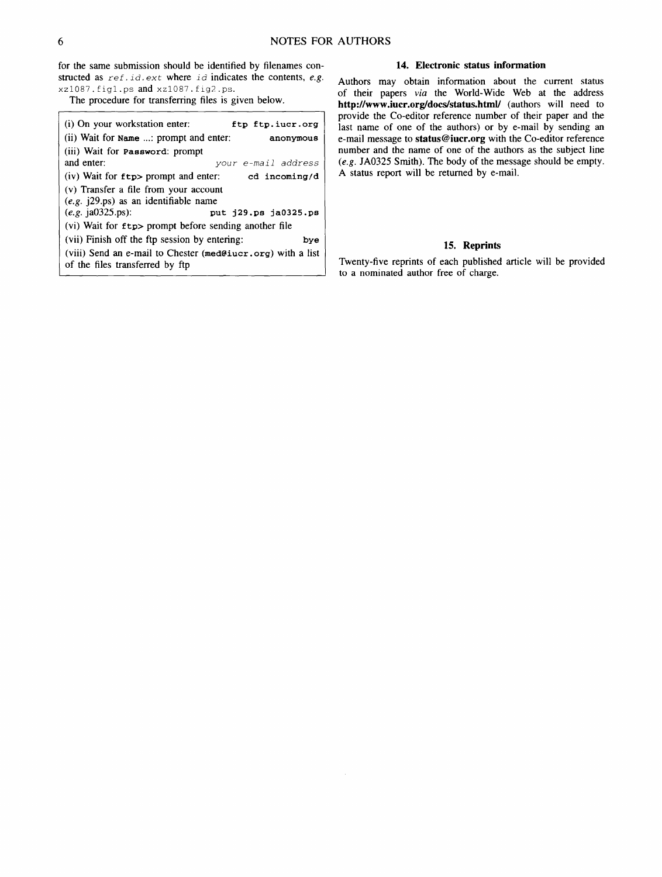for the same submission should be identified by filenames constructed as `ref.id.ext` where `id` indicates the contents, *e.g.* `xz1087.fig1.ps` and `xz1087.fig2.ps`.

The procedure for transferring files is given below.

| | |
|---|---|
| (i) On your workstation enter: | `ftp ftp.iucr.org` |
| (ii) Wait for `Name` ...: prompt and enter: | `anonymous` |
| (iii) Wait for `Password`: prompt and enter: | *your e-mail address* |
| (iv) Wait for `ftp>` prompt and enter: | `cd incoming/d` |
| (v) Transfer a file from your account (*e.g.* j29.ps) as an identifiable name (*e.g.* ja0325.ps): | `put j29.ps ja0325.ps` |
| (vi) Wait for `ftp>` prompt before sending another file | |
| (vii) Finish off the ftp session by entering: | `bye` |
| (viii) Send an e-mail to Chester (`med@iucr.org`) with a list of the files transferred by ftp | |

## 14. Electronic status information

Authors may obtain information about the current status of their papers *via* the World-Wide Web at the address **http://www.iucr.org/docs/status.html/** (authors will need to provide the Co-editor reference number of their paper and the last name of one of the authors) or by e-mail by sending an e-mail message to **status@iucr.org** with the Co-editor reference number and the name of one of the authors as the subject line (*e.g.* JA0325 Smith). The body of the message should be empty. A status report will be returned by e-mail.

## 15. Reprints

Twenty-five reprints of each published article will be provided to a nominated author free of charge.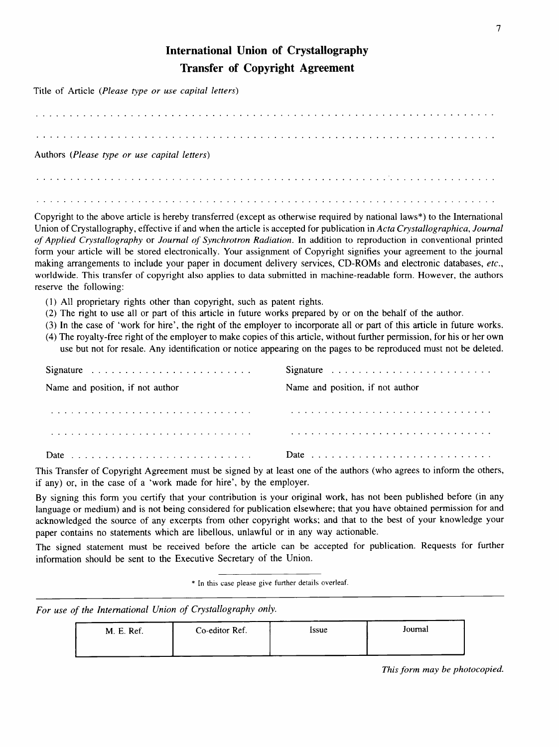# International Union of Crystallography
# Transfer of Copyright Agreement

Title of Article *(Please type or use capital letters)*

. . . . . . . . . . . . . . . . . . . . . . . . . . . . . . . . . . . . . . . . . . . . . . . . . . . . . . . . . . . . . . . . . . . . . . . .

. . . . . . . . . . . . . . . . . . . . . . . . . . . . . . . . . . . . . . . . . . . . . . . . . . . . . . . . . . . . . . . . . . . . . . . .

Authors *(Please type or use capital letters)*

. . . . . . . . . . . . . . . . . . . . . . . . . . . . . . . . . . . . . . . . . . . . . . . . . . . . . . . . . . . . . . . . . . . . . . . .

. . . . . . . . . . . . . . . . . . . . . . . . . . . . . . . . . . . . . . . . . . . . . . . . . . . . . . . . . . . . . . . . . . . . . . . .

Copyright to the above article is hereby transferred (except as otherwise required by national laws*) to the International Union of Crystallography, effective if and when the article is accepted for publication in *Acta Crystallographica, Journal of Applied Crystallography* or *Journal of Synchrotron Radiation*. In addition to reproduction in conventional printed form your article will be stored electronically. Your assignment of Copyright signifies your agreement to the journal making arrangements to include your paper in document delivery services, CD-ROMs and electronic databases, *etc.*, worldwide. This transfer of copyright also applies to data submitted in machine-readable form. However, the authors reserve the following:

(1) All proprietary rights other than copyright, such as patent rights.
(2) The right to use all or part of this article in future works prepared by or on the behalf of the author.
(3) In the case of 'work for hire', the right of the employer to incorporate all or part of this article in future works.
(4) The royalty-free right of the employer to make copies of this article, without further permission, for his or her own use but not for resale. Any identification or notice appearing on the pages to be reproduced must not be deleted.

Signature . . . . . . . . . . . . . . . . . . . . . . . .

Name and position, if not author

. . . . . . . . . . . . . . . . . . . . . . . . . . . . . .

. . . . . . . . . . . . . . . . . . . . . . . . . . . . . .

Date . . . . . . . . . . . . . . . . . . . . . . . . . . .

Signature . . . . . . . . . . . . . . . . . . . . . . . .

Name and position, if not author

. . . . . . . . . . . . . . . . . . . . . . . . . . . . . .

. . . . . . . . . . . . . . . . . . . . . . . . . . . . . .

Date . . . . . . . . . . . . . . . . . . . . . . . . . . .

This Transfer of Copyright Agreement must be signed by at least one of the authors (who agrees to inform the others, if any) or, in the case of a 'work made for hire', by the employer.

By signing this form you certify that your contribution is your original work, has not been published before (in any language or medium) and is not being considered for publication elsewhere; that you have obtained permission for and acknowledged the source of any excerpts from other copyright works; and that to the best of your knowledge your paper contains no statements which are libellous, unlawful or in any way actionable.

The signed statement must be received before the article can be accepted for publication. Requests for further information should be sent to the Executive Secretary of the Union.

\* In this case please give further details overleaf.

*For use of the International Union of Crystallography only.*

| M. E. Ref. | Co-editor Ref. | Issue | Journal |
| --- | --- | --- | --- |
| | | | |

*This form may be photocopied.*